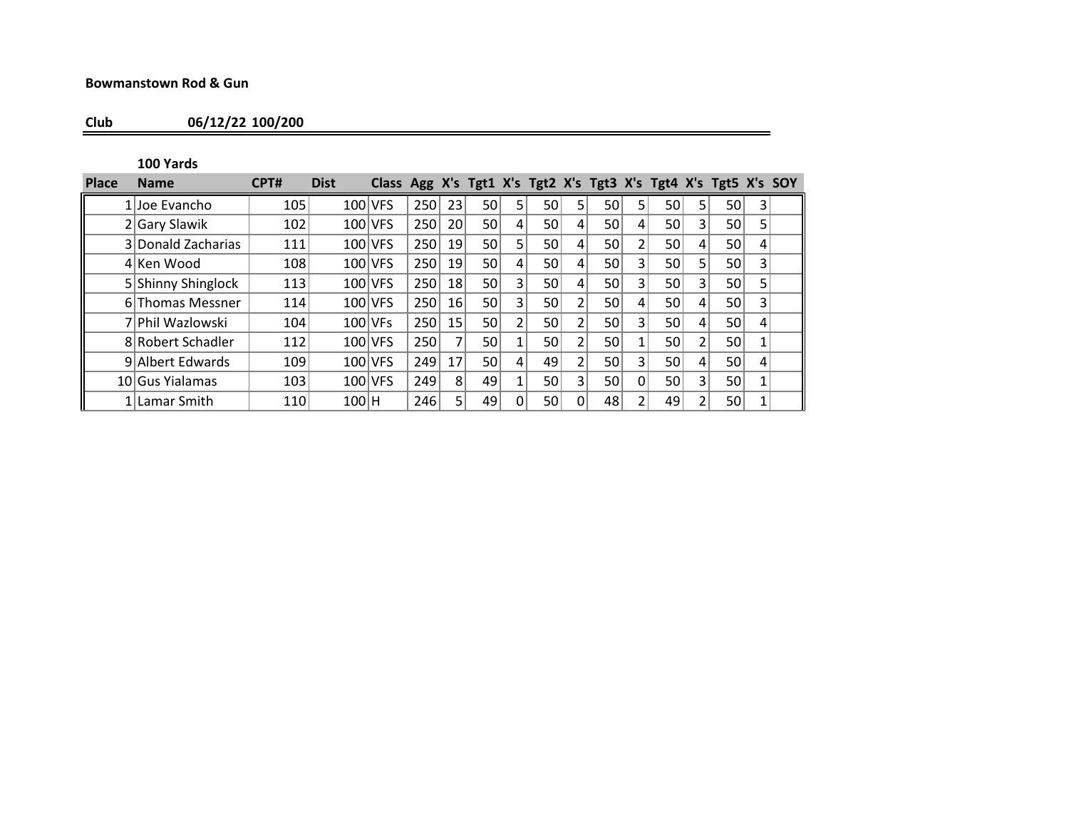**Bowmanstown Rod & Gun**

**Club 06/12/22 100/200**

**100 Yards**

| Place | Name | CPT# | Dist | Class | Agg | X's | Tgt1 | X's | Tgt2 | X's | Tgt3 | X's | Tgt4 | X's | Tgt5 | X's | SOY |
|---|---|---|---|---|---|---|---|---|---|---|---|---|---|---|---|---|---|
| 1 | Joe Evancho | 105 | 100 | VFS | 250 | 23 | 50 | 5 | 50 | 5 | 50 | 5 | 50 | 5 | 50 | 3 | |
| 2 | Gary Slawik | 102 | 100 | VFS | 250 | 20 | 50 | 4 | 50 | 4 | 50 | 4 | 50 | 3 | 50 | 5 | |
| 3 | Donald Zacharias | 111 | 100 | VFS | 250 | 19 | 50 | 5 | 50 | 4 | 50 | 2 | 50 | 4 | 50 | 4 | |
| 4 | Ken Wood | 108 | 100 | VFS | 250 | 19 | 50 | 4 | 50 | 4 | 50 | 3 | 50 | 5 | 50 | 3 | |
| 5 | Shinny Shinglock | 113 | 100 | VFS | 250 | 18 | 50 | 3 | 50 | 4 | 50 | 3 | 50 | 3 | 50 | 5 | |
| 6 | Thomas Messner | 114 | 100 | VFS | 250 | 16 | 50 | 3 | 50 | 2 | 50 | 4 | 50 | 4 | 50 | 3 | |
| 7 | Phil Wazlowski | 104 | 100 | VFs | 250 | 15 | 50 | 2 | 50 | 2 | 50 | 3 | 50 | 4 | 50 | 4 | |
| 8 | Robert Schadler | 112 | 100 | VFS | 250 | 7 | 50 | 1 | 50 | 2 | 50 | 1 | 50 | 2 | 50 | 1 | |
| 9 | Albert Edwards | 109 | 100 | VFS | 249 | 17 | 50 | 4 | 49 | 2 | 50 | 3 | 50 | 4 | 50 | 4 | |
| 10 | Gus Yialamas | 103 | 100 | VFS | 249 | 8 | 49 | 1 | 50 | 3 | 50 | 0 | 50 | 3 | 50 | 1 | |
| 1 | Lamar Smith | 110 | 100 | H | 246 | 5 | 49 | 0 | 50 | 0 | 48 | 2 | 49 | 2 | 50 | 1 | |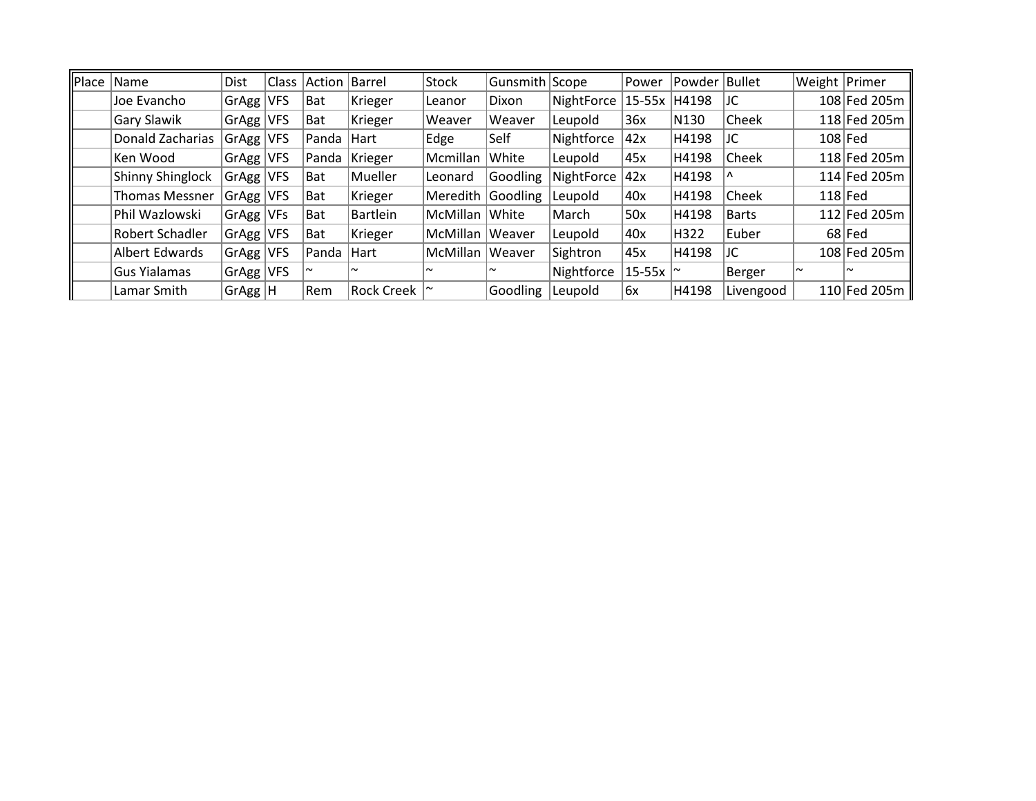| Place | Name | Dist | Class | Action | Barrel | Stock | Gunsmith | Scope | Power | Powder | Bullet | Weight | Primer |
|---|---|---|---|---|---|---|---|---|---|---|---|---|---|
| | Joe Evancho | GrAgg | VFS | Bat | Krieger | Leanor | Dixon | NightForce | 15-55x | H4198 | JC | 108 | Fed 205m |
| | Gary Slawik | GrAgg | VFS | Bat | Krieger | Weaver | Weaver | Leupold | 36x | N130 | Cheek | 118 | Fed 205m |
| | Donald Zacharias | GrAgg | VFS | Panda | Hart | Edge | Self | Nightforce | 42x | H4198 | JC | 108 | Fed |
| | Ken Wood | GrAgg | VFS | Panda | Krieger | Mcmillan | White | Leupold | 45x | H4198 | Cheek | 118 | Fed 205m |
| | Shinny Shinglock | GrAgg | VFS | Bat | Mueller | Leonard | Goodling | NightForce | 42x | H4198 | ^ | 114 | Fed 205m |
| | Thomas Messner | GrAgg | VFS | Bat | Krieger | Meredith | Goodling | Leupold | 40x | H4198 | Cheek | 118 | Fed |
| | Phil Wazlowski | GrAgg | VFs | Bat | Bartlein | McMillan | White | March | 50x | H4198 | Barts | 112 | Fed 205m |
| | Robert Schadler | GrAgg | VFS | Bat | Krieger | McMillan | Weaver | Leupold | 40x | H322 | Euber | 68 | Fed |
| | Albert Edwards | GrAgg | VFS | Panda | Hart | McMillan | Weaver | Sightron | 45x | H4198 | JC | 108 | Fed 205m |
| | Gus Yialamas | GrAgg | VFS | ~ | ~ | ~ | ~ | Nightforce | 15-55x | ~ | Berger | ~ | ~ |
| | Lamar Smith | GrAgg | H | Rem | Rock Creek | ~ | Goodling | Leupold | 6x | H4198 | Livengood | 110 | Fed 205m |